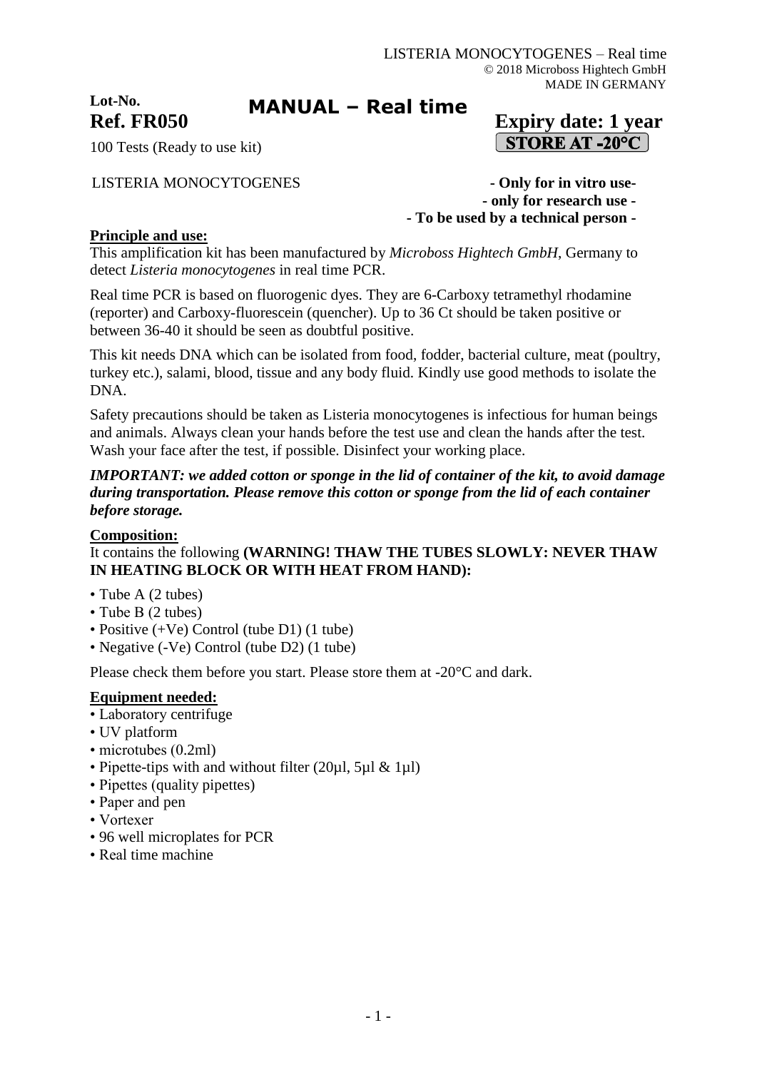LISTERIA MONOCYTOGENES – Real time
© 2018 Microboss Hightech GmbH
MADE IN GERMANY

**Lot-No.**

**Ref. FR050**

# MANUAL – Real time

**Expiry date: 1 year**

**STORE AT -20°C**

100 Tests (Ready to use kit)

LISTERIA MONOCYTOGENES

**- Only for in vitro use-**
**- only for research use -**
**- To be used by a technical person -**

## Principle and use:

This amplification kit has been manufactured by *Microboss Hightech GmbH*, Germany to detect *Listeria monocytogenes* in real time PCR.

Real time PCR is based on fluorogenic dyes. They are 6-Carboxy tetramethyl rhodamine (reporter) and Carboxy-fluorescein (quencher). Up to 36 Ct should be taken positive or between 36-40 it should be seen as doubtful positive.

This kit needs DNA which can be isolated from food, fodder, bacterial culture, meat (poultry, turkey etc.), salami, blood, tissue and any body fluid. Kindly use good methods to isolate the DNA.

Safety precautions should be taken as Listeria monocytogenes is infectious for human beings and animals. Always clean your hands before the test use and clean the hands after the test. Wash your face after the test, if possible. Disinfect your working place.

***IMPORTANT: we added cotton or sponge in the lid of container of the kit, to avoid damage during transportation. Please remove this cotton or sponge from the lid of each container before storage.***

## Composition:

It contains the following **(WARNING! THAW THE TUBES SLOWLY: NEVER THAW IN HEATING BLOCK OR WITH HEAT FROM HAND):**

- Tube A (2 tubes)
- Tube B (2 tubes)
- Positive (+Ve) Control (tube D1) (1 tube)
- Negative (-Ve) Control (tube D2) (1 tube)

Please check them before you start. Please store them at -20°C and dark.

## Equipment needed:

- Laboratory centrifuge
- UV platform
- microtubes (0.2ml)
- Pipette-tips with and without filter (20µl, 5µl & 1µl)
- Pipettes (quality pipettes)
- Paper and pen
- Vortexer
- 96 well microplates for PCR
- Real time machine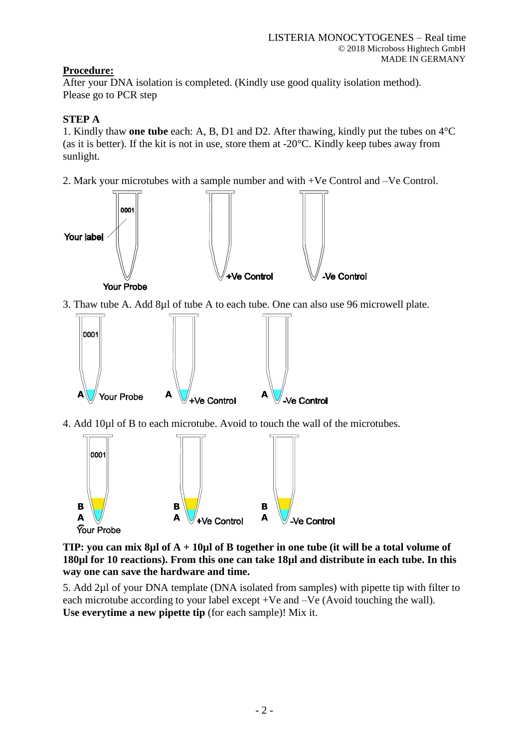**Procedure:**

After your DNA isolation is completed. (Kindly use good quality isolation method).
Please go to PCR step

**STEP A**

1. Kindly thaw **one tube** each: A, B, D1 and D2. After thawing, kindly put the tubes on 4°C (as it is better). If the kit is not in use, store them at -20°C. Kindly keep tubes away from sunlight.

2. Mark your microtubes with a sample number and with +Ve Control and –Ve Control.

3. Thaw tube A. Add 8µl of tube A to each tube. One can also use 96 microwell plate.

4. Add 10µl of B to each microtube. Avoid to touch the wall of the microtubes.

**TIP: you can mix 8µl of A + 10µl of B together in one tube (it will be a total volume of 180µl for 10 reactions). From this one can take 18µl and distribute in each tube. In this way one can save the hardware and time.**

5. Add 2µl of your DNA template (DNA isolated from samples) with pipette tip with filter to each microtube according to your label except +Ve and –Ve (Avoid touching the wall).
**Use everytime a new pipette tip** (for each sample)! Mix it.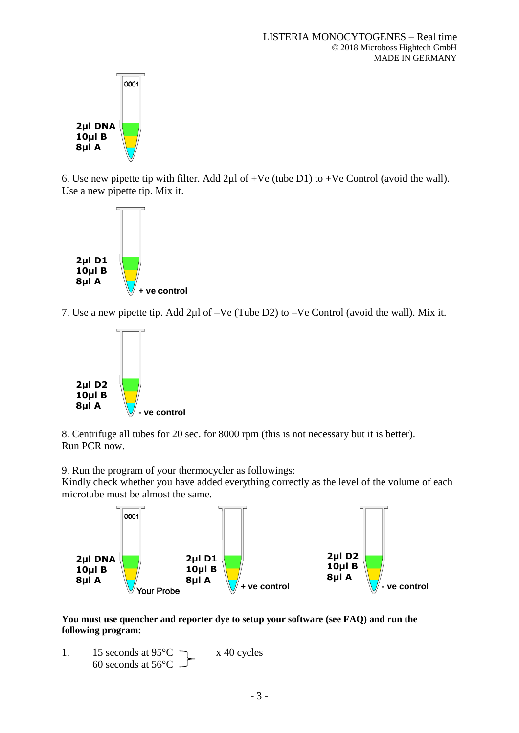2µl DNA
10µl B
8µl A

6. Use new pipette tip with filter. Add 2µl of +Ve (tube D1) to +Ve Control (avoid the wall). Use a new pipette tip. Mix it.

2µl D1
10µl B
8µl A
+ ve control

7. Use a new pipette tip. Add 2µl of –Ve (Tube D2) to –Ve Control (avoid the wall). Mix it.

2µl D2
10µl B
8µl A
- ve control

8. Centrifuge all tubes for 20 sec. for 8000 rpm (this is not necessary but it is better). Run PCR now.

9. Run the program of your thermocycler as followings:
Kindly check whether you have added everything correctly as the level of the volume of each microtube must be almost the same.

| Your Probe | + ve control | - ve control |
|---|---|---|
| 2µl DNA | 2µl D1 | 2µl D2 |
| 10µl B | 10µl B | 10µl B |
| 8µl A | 8µl A | 8µl A |

**You must use quencher and reporter dye to setup your software (see FAQ) and run the following program:**

1. 15 seconds at 95°C, 60 seconds at 56°C — x 40 cycles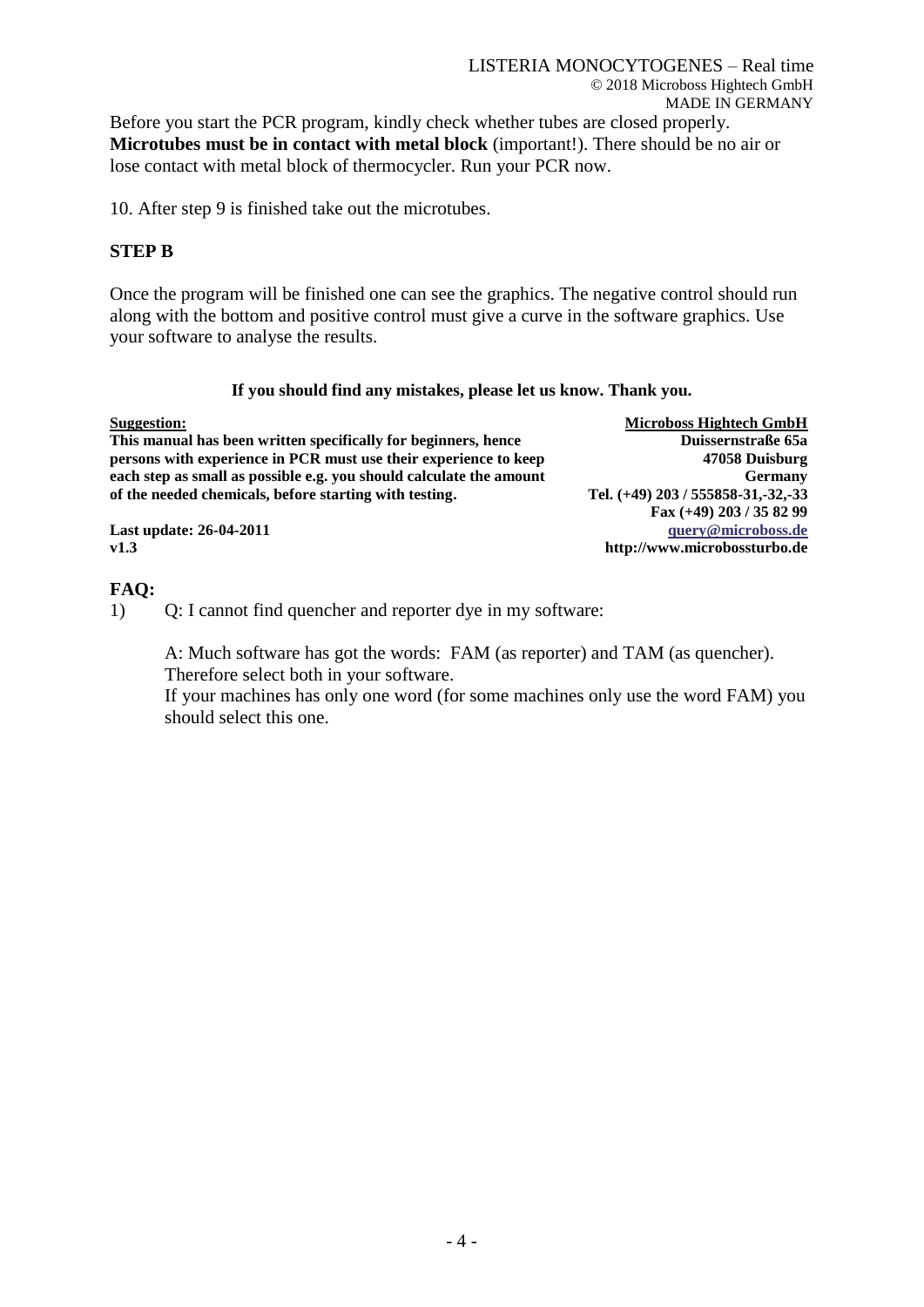Before you start the PCR program, kindly check whether tubes are closed properly. **Microtubes must be in contact with metal block** (important!). There should be no air or lose contact with metal block of thermocycler. Run your PCR now.

10. After step 9 is finished take out the microtubes.

### STEP B

Once the program will be finished one can see the graphics. The negative control should run along with the bottom and positive control must give a curve in the software graphics. Use your software to analyse the results.

**If you should find any mistakes, please let us know. Thank you.**

**Suggestion:**
**This manual has been written specifically for beginners, hence persons with experience in PCR must use their experience to keep each step as small as possible e.g. you should calculate the amount of the needed chemicals, before starting with testing.**

**Last update: 26-04-2011**
**v1.3**

**Microboss Hightech GmbH**
**Duissernstraße 65a**
**47058 Duisburg**
**Germany**
**Tel. (+49) 203 / 555858-31,-32,-33**
**Fax (+49) 203 / 35 82 99**
**query@microboss.de**
**http://www.microbossturbo.de**

### FAQ:

1) Q: I cannot find quencher and reporter dye in my software:

   A: Much software has got the words: FAM (as reporter) and TAM (as quencher). Therefore select both in your software.
   If your machines has only one word (for some machines only use the word FAM) you should select this one.